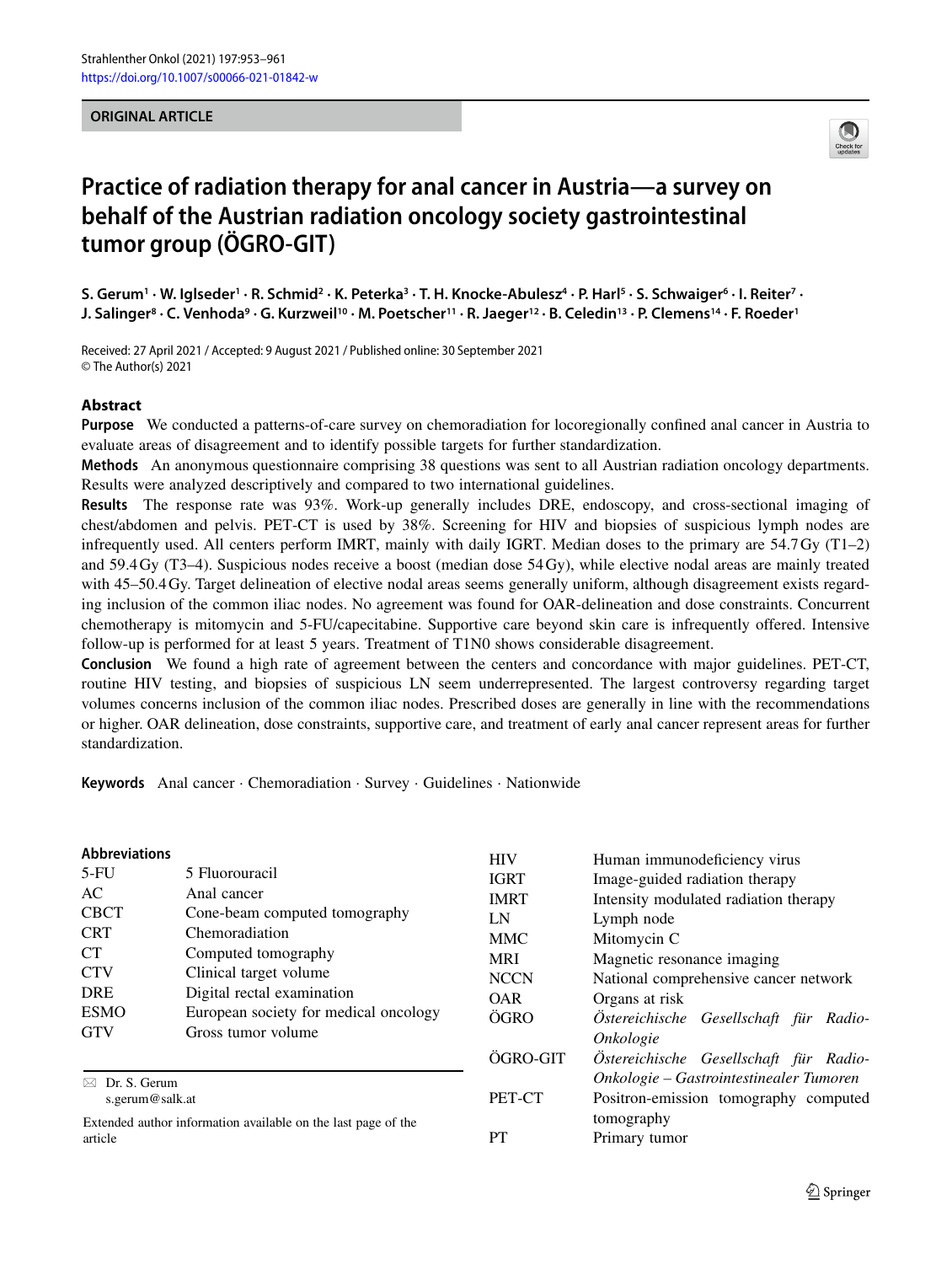ORIGINAL ARTICLE

# Practice of radiation therapy for anal cancer in Austria—a survey on behalf of the Austrian radiation oncology society gastrointestinal tumor group (ÖGRO-GIT)

S. Gerum[1] · W. Iglseder[1] · R. Schmid[2] · K. Peterka[3] · T. H. Knocke-Abulesz[4] · P. Harl[5] · S. Schwaiger[6] · I. Reiter[7] · J. Salinger[8] · C. Venhoda[9] · G. Kurzweil[10] · M. Poetscher[11] · R. Jaeger[12] · B. Celedin[13] · P. Clemens[14] · F. Roeder[1]

Received: 27 April 2021 / Accepted: 9 August 2021 / Published online: 30 September 2021
© The Author(s) 2021

## Abstract

**Purpose** We conducted a patterns-of-care survey on chemoradiation for locoregionally confined anal cancer in Austria to evaluate areas of disagreement and to identify possible targets for further standardization.

**Methods** An anonymous questionnaire comprising 38 questions was sent to all Austrian radiation oncology departments. Results were analyzed descriptively and compared to two international guidelines.

**Results** The response rate was 93%. Work-up generally includes DRE, endoscopy, and cross-sectional imaging of chest/abdomen and pelvis. PET-CT is used by 38%. Screening for HIV and biopsies of suspicious lymph nodes are infrequently used. All centers perform IMRT, mainly with daily IGRT. Median doses to the primary are 54.7 Gy (T1–2) and 59.4 Gy (T3–4). Suspicious nodes receive a boost (median dose 54 Gy), while elective nodal areas are mainly treated with 45–50.4 Gy. Target delineation of elective nodal areas seems generally uniform, although disagreement exists regarding inclusion of the common iliac nodes. No agreement was found for OAR-delineation and dose constraints. Concurrent chemotherapy is mitomycin and 5-FU/capecitabine. Supportive care beyond skin care is infrequently offered. Intensive follow-up is performed for at least 5 years. Treatment of T1N0 shows considerable disagreement.

**Conclusion** We found a high rate of agreement between the centers and concordance with major guidelines. PET-CT, routine HIV testing, and biopsies of suspicious LN seem underrepresented. The largest controversy regarding target volumes concerns inclusion of the common iliac nodes. Prescribed doses are generally in line with the recommendations or higher. OAR delineation, dose constraints, supportive care, and treatment of early anal cancer represent areas for further standardization.

**Keywords** Anal cancer · Chemoradiation · Survey · Guidelines · Nationwide

## Abbreviations

| | |
|---|---|
| 5-FU | 5 Fluorouracil |
| AC | Anal cancer |
| CBCT | Cone-beam computed tomography |
| CRT | Chemoradiation |
| CT | Computed tomography |
| CTV | Clinical target volume |
| DRE | Digital rectal examination |
| ESMO | European society for medical oncology |
| GTV | Gross tumor volume |
| HIV | Human immunodeficiency virus |
| IGRT | Image-guided radiation therapy |
| IMRT | Intensity modulated radiation therapy |
| LN | Lymph node |
| MMC | Mitomycin C |
| MRI | Magnetic resonance imaging |
| NCCN | National comprehensive cancer network |
| OAR | Organs at risk |
| ÖGRO | *Österreichische Gesellschaft für Radio-Onkologie* |
| ÖGRO-GIT | *Österreichische Gesellschaft für Radio-Onkologie – Gastrointestinealer Tumoren* |
| PET-CT | Positron-emission tomography computed tomography |
| PT | Primary tumor |

✉ Dr. S. Gerum
s.gerum@salk.at

Extended author information available on the last page of the article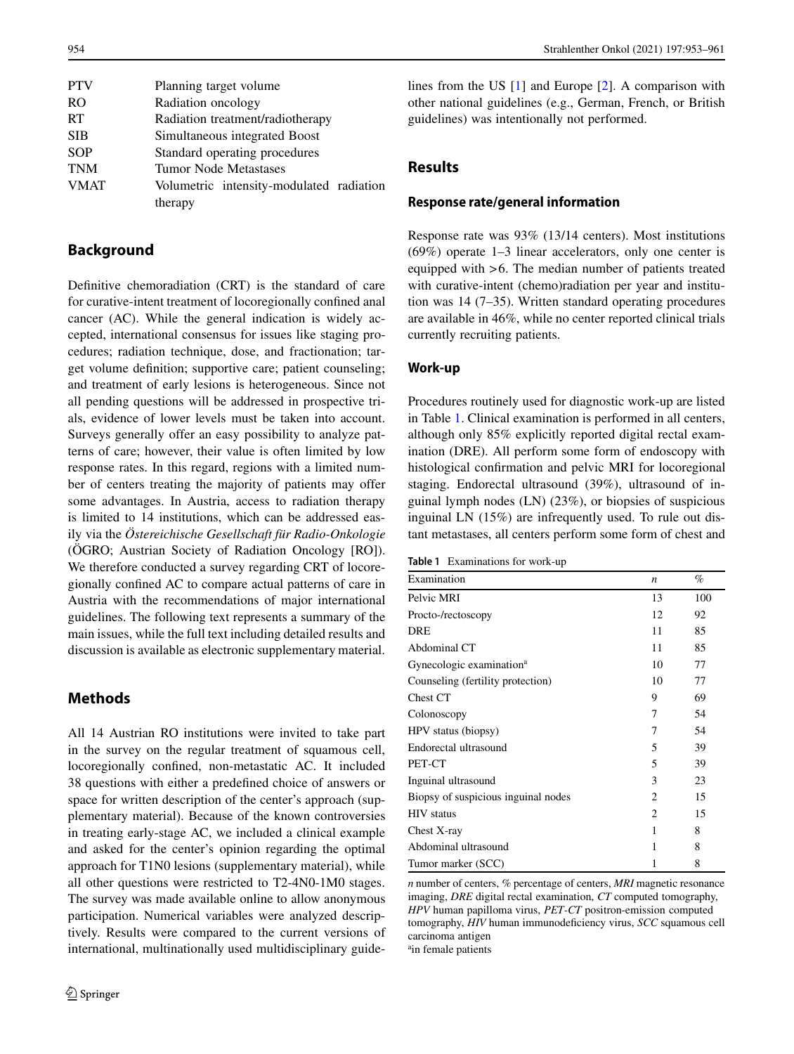| | |
|---|---|
| PTV | Planning target volume |
| RO | Radiation oncology |
| RT | Radiation treatment/radiotherapy |
| SIB | Simultaneous integrated Boost |
| SOP | Standard operating procedures |
| TNM | Tumor Node Metastases |
| VMAT | Volumetric intensity-modulated radiation therapy |

## Background

Definitive chemoradiation (CRT) is the standard of care for curative-intent treatment of locoregionally confined anal cancer (AC). While the general indication is widely accepted, international consensus for issues like staging procedures; radiation technique, dose, and fractionation; target volume definition; supportive care; patient counseling; and treatment of early lesions is heterogeneous. Since not all pending questions will be addressed in prospective trials, evidence of lower levels must be taken into account. Surveys generally offer an easy possibility to analyze patterns of care; however, their value is often limited by low response rates. In this regard, regions with a limited number of centers treating the majority of patients may offer some advantages. In Austria, access to radiation therapy is limited to 14 institutions, which can be addressed easily via the *Östereichische Gesellschaft für Radio-Onkologie* (ÖGRO; Austrian Society of Radiation Oncology [RO]). We therefore conducted a survey regarding CRT of locoregionally confined AC to compare actual patterns of care in Austria with the recommendations of major international guidelines. The following text represents a summary of the main issues, while the full text including detailed results and discussion is available as electronic supplementary material.

## Methods

All 14 Austrian RO institutions were invited to take part in the survey on the regular treatment of squamous cell, locoregionally confined, non-metastatic AC. It included 38 questions with either a predefined choice of answers or space for written description of the center's approach (supplementary material). Because of the known controversies in treating early-stage AC, we included a clinical example and asked for the center's opinion regarding the optimal approach for T1N0 lesions (supplementary material), while all other questions were restricted to T2-4N0-1M0 stages. The survey was made available online to allow anonymous participation. Numerical variables were analyzed descriptively. Results were compared to the current versions of international, multinationally used multidisciplinary guidelines from the US [1] and Europe [2]. A comparison with other national guidelines (e.g., German, French, or British guidelines) was intentionally not performed.

## Results

### Response rate/general information

Response rate was 93% (13/14 centers). Most institutions (69%) operate 1–3 linear accelerators, only one center is equipped with >6. The median number of patients treated with curative-intent (chemo)radiation per year and institution was 14 (7–35). Written standard operating procedures are available in 46%, while no center reported clinical trials currently recruiting patients.

### Work-up

Procedures routinely used for diagnostic work-up are listed in Table 1. Clinical examination is performed in all centers, although only 85% explicitly reported digital rectal examination (DRE). All perform some form of endoscopy with histological confirmation and pelvic MRI for locoregional staging. Endorectal ultrasound (39%), ultrasound of inguinal lymph nodes (LN) (23%), or biopsies of suspicious inguinal LN (15%) are infrequently used. To rule out distant metastases, all centers perform some form of chest and

**Table 1** Examinations for work-up

| Examination | *n* | % |
|---|---|---|
| Pelvic MRI | 13 | 100 |
| Procto-/rectoscopy | 12 | 92 |
| DRE | 11 | 85 |
| Abdominal CT | 11 | 85 |
| Gynecologic examination[a] | 10 | 77 |
| Counseling (fertility protection) | 10 | 77 |
| Chest CT | 9 | 69 |
| Colonoscopy | 7 | 54 |
| HPV status (biopsy) | 7 | 54 |
| Endorectal ultrasound | 5 | 39 |
| PET-CT | 5 | 39 |
| Inguinal ultrasound | 3 | 23 |
| Biopsy of suspicious inguinal nodes | 2 | 15 |
| HIV status | 2 | 15 |
| Chest X-ray | 1 | 8 |
| Abdominal ultrasound | 1 | 8 |
| Tumor marker (SCC) | 1 | 8 |

*n* number of centers, *%* percentage of centers, *MRI* magnetic resonance imaging, *DRE* digital rectal examination, *CT* computed tomography, *HPV* human papilloma virus, *PET-CT* positron-emission computed tomography, *HIV* human immunodeficiency virus, *SCC* squamous cell carcinoma antigen
[a]in female patients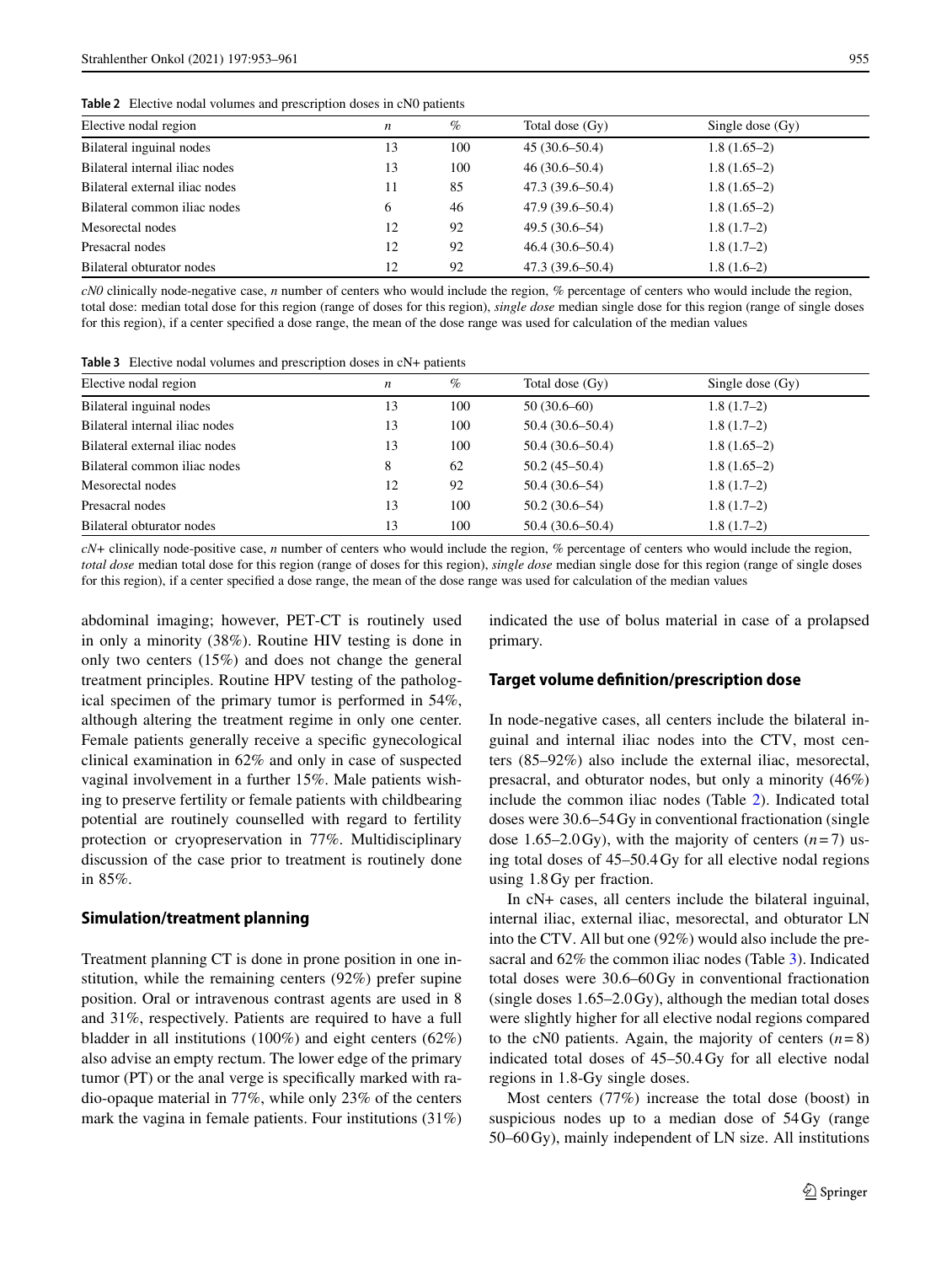**Table 2** Elective nodal volumes and prescription doses in cN0 patients

| Elective nodal region | *n* | % | Total dose (Gy) | Single dose (Gy) |
|---|---|---|---|---|
| Bilateral inguinal nodes | 13 | 100 | 45 (30.6–50.4) | 1.8 (1.65–2) |
| Bilateral internal iliac nodes | 13 | 100 | 46 (30.6–50.4) | 1.8 (1.65–2) |
| Bilateral external iliac nodes | 11 | 85 | 47.3 (39.6–50.4) | 1.8 (1.65–2) |
| Bilateral common iliac nodes | 6 | 46 | 47.9 (39.6–50.4) | 1.8 (1.65–2) |
| Mesorectal nodes | 12 | 92 | 49.5 (30.6–54) | 1.8 (1.7–2) |
| Presacral nodes | 12 | 92 | 46.4 (30.6–50.4) | 1.8 (1.7–2) |
| Bilateral obturator nodes | 12 | 92 | 47.3 (39.6–50.4) | 1.8 (1.6–2) |

*cN0* clinically node-negative case, *n* number of centers who would include the region, % percentage of centers who would include the region, total dose: median total dose for this region (range of doses for this region), *single dose* median single dose for this region (range of single doses for this region), if a center specified a dose range, the mean of the dose range was used for calculation of the median values

**Table 3** Elective nodal volumes and prescription doses in cN+ patients

| Elective nodal region | *n* | % | Total dose (Gy) | Single dose (Gy) |
|---|---|---|---|---|
| Bilateral inguinal nodes | 13 | 100 | 50 (30.6–60) | 1.8 (1.7–2) |
| Bilateral internal iliac nodes | 13 | 100 | 50.4 (30.6–50.4) | 1.8 (1.7–2) |
| Bilateral external iliac nodes | 13 | 100 | 50.4 (30.6–50.4) | 1.8 (1.65–2) |
| Bilateral common iliac nodes | 8 | 62 | 50.2 (45–50.4) | 1.8 (1.65–2) |
| Mesorectal nodes | 12 | 92 | 50.4 (30.6–54) | 1.8 (1.7–2) |
| Presacral nodes | 13 | 100 | 50.2 (30.6–54) | 1.8 (1.7–2) |
| Bilateral obturator nodes | 13 | 100 | 50.4 (30.6–50.4) | 1.8 (1.7–2) |

*cN+* clinically node-positive case, *n* number of centers who would include the region, % percentage of centers who would include the region, *total dose* median total dose for this region (range of doses for this region), *single dose* median single dose for this region (range of single doses for this region), if a center specified a dose range, the mean of the dose range was used for calculation of the median values

abdominal imaging; however, PET-CT is routinely used in only a minority (38%). Routine HIV testing is done in only two centers (15%) and does not change the general treatment principles. Routine HPV testing of the pathological specimen of the primary tumor is performed in 54%, although altering the treatment regime in only one center. Female patients generally receive a specific gynecological clinical examination in 62% and only in case of suspected vaginal involvement in a further 15%. Male patients wishing to preserve fertility or female patients with childbearing potential are routinely counselled with regard to fertility protection or cryopreservation in 77%. Multidisciplinary discussion of the case prior to treatment is routinely done in 85%.

### Simulation/treatment planning

Treatment planning CT is done in prone position in one institution, while the remaining centers (92%) prefer supine position. Oral or intravenous contrast agents are used in 8 and 31%, respectively. Patients are required to have a full bladder in all institutions (100%) and eight centers (62%) also advise an empty rectum. The lower edge of the primary tumor (PT) or the anal verge is specifically marked with radio-opaque material in 77%, while only 23% of the centers mark the vagina in female patients. Four institutions (31%) indicated the use of bolus material in case of a prolapsed primary.

### Target volume definition/prescription dose

In node-negative cases, all centers include the bilateral inguinal and internal iliac nodes into the CTV, most centers (85–92%) also include the external iliac, mesorectal, presacral, and obturator nodes, but only a minority (46%) include the common iliac nodes (Table 2). Indicated total doses were 30.6–54 Gy in conventional fractionation (single dose 1.65–2.0 Gy), with the majority of centers ($n = 7$) using total doses of 45–50.4 Gy for all elective nodal regions using 1.8 Gy per fraction.

In cN+ cases, all centers include the bilateral inguinal, internal iliac, external iliac, mesorectal, and obturator LN into the CTV. All but one (92%) would also include the presacral and 62% the common iliac nodes (Table 3). Indicated total doses were 30.6–60 Gy in conventional fractionation (single doses 1.65–2.0 Gy), although the median total doses were slightly higher for all elective nodal regions compared to the cN0 patients. Again, the majority of centers ($n = 8$) indicated total doses of 45–50.4 Gy for all elective nodal regions in 1.8-Gy single doses.

Most centers (77%) increase the total dose (boost) in suspicious nodes up to a median dose of 54 Gy (range 50–60 Gy), mainly independent of LN size. All institutions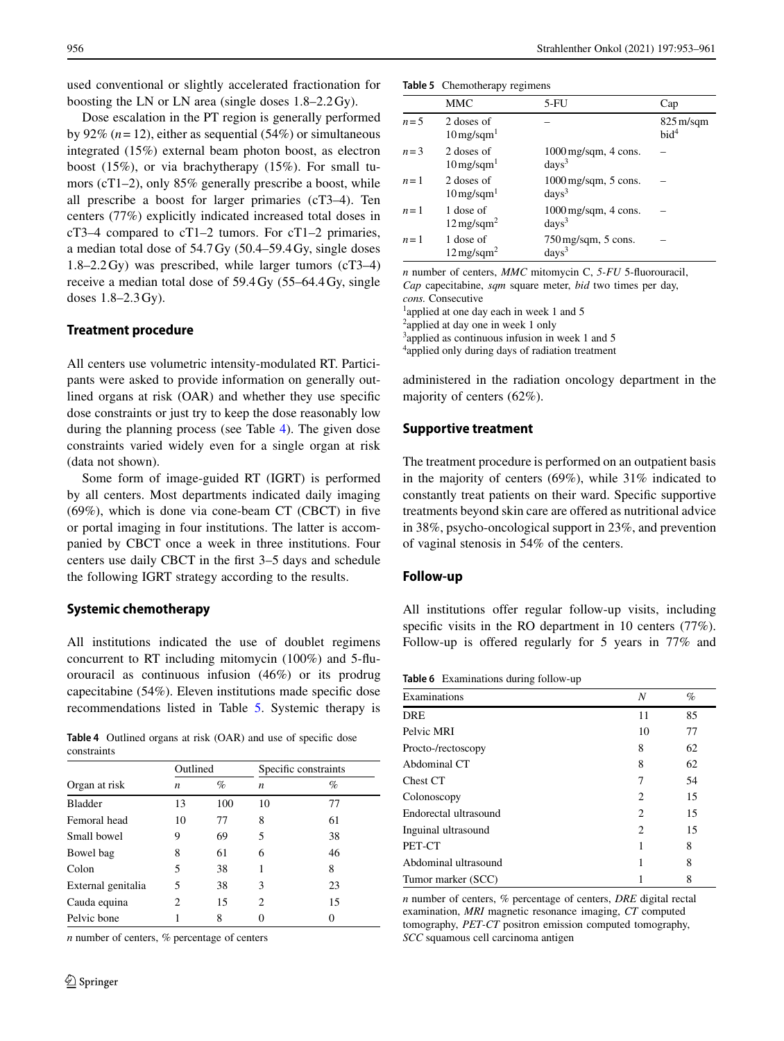used conventional or slightly accelerated fractionation for boosting the LN or LN area (single doses 1.8–2.2 Gy).

Dose escalation in the PT region is generally performed by 92% ($n=12$), either as sequential (54%) or simultaneous integrated (15%) external beam photon boost, as electron boost (15%), or via brachytherapy (15%). For small tumors (cT1–2), only 85% generally prescribe a boost, while all prescribe a boost for larger primaries (cT3–4). Ten centers (77%) explicitly indicated increased total doses in cT3–4 compared to cT1–2 tumors. For cT1–2 primaries, a median total dose of 54.7 Gy (50.4–59.4 Gy, single doses 1.8–2.2 Gy) was prescribed, while larger tumors (cT3–4) receive a median total dose of 59.4 Gy (55–64.4 Gy, single doses 1.8–2.3 Gy).

## Treatment procedure

All centers use volumetric intensity-modulated RT. Participants were asked to provide information on generally outlined organs at risk (OAR) and whether they use specific dose constraints or just try to keep the dose reasonably low during the planning process (see Table 4). The given dose constraints varied widely even for a single organ at risk (data not shown).

Some form of image-guided RT (IGRT) is performed by all centers. Most departments indicated daily imaging (69%), which is done via cone-beam CT (CBCT) in five or portal imaging in four institutions. The latter is accompanied by CBCT once a week in three institutions. Four centers use daily CBCT in the first 3–5 days and schedule the following IGRT strategy according to the results.

## Systemic chemotherapy

All institutions indicated the use of doublet regimens concurrent to RT including mitomycin (100%) and 5-fluorouracil as continuous infusion (46%) or its prodrug capecitabine (54%). Eleven institutions made specific dose recommendations listed in Table 5. Systemic therapy is administered in the radiation oncology department in the majority of centers (62%).

**Table 4** Outlined organs at risk (OAR) and use of specific dose constraints

| | Outlined | | Specific constraints | |
|---|---|---|---|---|
| Organ at risk | *n* | % | *n* | % |
| Bladder | 13 | 100 | 10 | 77 |
| Femoral head | 10 | 77 | 8 | 61 |
| Small bowel | 9 | 69 | 5 | 38 |
| Bowel bag | 8 | 61 | 6 | 46 |
| Colon | 5 | 38 | 1 | 8 |
| External genitalia | 5 | 38 | 3 | 23 |
| Cauda equina | 2 | 15 | 2 | 15 |
| Pelvic bone | 1 | 8 | 0 | 0 |

*n* number of centers, % percentage of centers

**Table 5** Chemotherapy regimens

| | MMC | 5-FU | Cap |
|---|---|---|---|
| $n=5$ | 2 doses of 10 mg/sqm[1] | – | 825 m/sqm bid[4] |
| $n=3$ | 2 doses of 10 mg/sqm[1] | 1000 mg/sqm, 4 cons. days[3] | – |
| $n=1$ | 2 doses of 10 mg/sqm[1] | 1000 mg/sqm, 5 cons. days[3] | – |
| $n=1$ | 1 dose of 12 mg/sqm[2] | 1000 mg/sqm, 4 cons. days[3] | – |
| $n=1$ | 1 dose of 12 mg/sqm[2] | 750 mg/sqm, 5 cons. days[3] | – |

*n* number of centers, *MMC* mitomycin C, *5-FU* 5-fluorouracil, *Cap* capecitabine, *sqm* square meter, *bid* two times per day, *cons.* Consecutive
[1]applied at one day each in week 1 and 5
[2]applied at day one in week 1 only
[3]applied as continuous infusion in week 1 and 5
[4]applied only during days of radiation treatment

## Supportive treatment

The treatment procedure is performed on an outpatient basis in the majority of centers (69%), while 31% indicated to constantly treat patients on their ward. Specific supportive treatments beyond skin care are offered as nutritional advice in 38%, psycho-oncological support in 23%, and prevention of vaginal stenosis in 54% of the centers.

## Follow-up

All institutions offer regular follow-up visits, including specific visits in the RO department in 10 centers (77%). Follow-up is offered regularly for 5 years in 77% and

**Table 6** Examinations during follow-up

| Examinations | *N* | % |
|---|---|---|
| DRE | 11 | 85 |
| Pelvic MRI | 10 | 77 |
| Procto-/rectoscopy | 8 | 62 |
| Abdominal CT | 8 | 62 |
| Chest CT | 7 | 54 |
| Colonoscopy | 2 | 15 |
| Endorectal ultrasound | 2 | 15 |
| Inguinal ultrasound | 2 | 15 |
| PET-CT | 1 | 8 |
| Abdominal ultrasound | 1 | 8 |
| Tumor marker (SCC) | 1 | 8 |

*n* number of centers, % percentage of centers, *DRE* digital rectal examination, *MRI* magnetic resonance imaging, *CT* computed tomography, *PET-CT* positron emission computed tomography, *SCC* squamous cell carcinoma antigen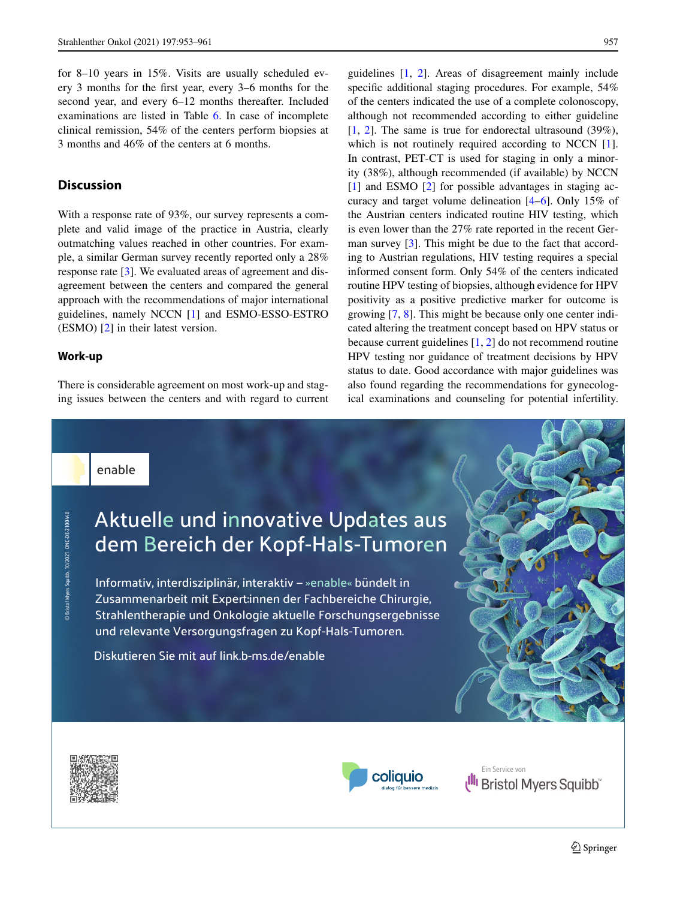for 8–10 years in 15%. Visits are usually scheduled every 3 months for the first year, every 3–6 months for the second year, and every 6–12 months thereafter. Included examinations are listed in Table 6. In case of incomplete clinical remission, 54% of the centers perform biopsies at 3 months and 46% of the centers at 6 months.

## Discussion

With a response rate of 93%, our survey represents a complete and valid image of the practice in Austria, clearly outmatching values reached in other countries. For example, a similar German survey recently reported only a 28% response rate [3]. We evaluated areas of agreement and disagreement between the centers and compared the general approach with the recommendations of major international guidelines, namely NCCN [1] and ESMO-ESSO-ESTRO (ESMO) [2] in their latest version.

### Work-up

There is considerable agreement on most work-up and staging issues between the centers and with regard to current guidelines [1, 2]. Areas of disagreement mainly include specific additional staging procedures. For example, 54% of the centers indicated the use of a complete colonoscopy, although not recommended according to either guideline [1, 2]. The same is true for endorectal ultrasound (39%), which is not routinely required according to NCCN [1]. In contrast, PET-CT is used for staging in only a minority (38%), although recommended (if available) by NCCN [1] and ESMO [2] for possible advantages in staging accuracy and target volume delineation [4–6]. Only 15% of the Austrian centers indicated routine HIV testing, which is even lower than the 27% rate reported in the recent German survey [3]. This might be due to the fact that according to Austrian regulations, HIV testing requires a special informed consent form. Only 54% of the centers indicated routine HPV testing of biopsies, although evidence for HPV positivity as a positive predictive marker for outcome is growing [7, 8]. This might be because only one center indicated altering the treatment concept based on HPV status or because current guidelines [1, 2] do not recommend routine HPV testing nor guidance of treatment decisions by HPV status to date. Good accordance with major guidelines was also found regarding the recommendations for gynecological examinations and counseling for potential infertility.

enable

Aktuelle und innovative Updates aus dem Bereich der Kopf-Hals-Tumoren

Informativ, interdisziplinär, interaktiv – »enable« bündelt in Zusammenarbeit mit Expert:innen der Fachbereiche Chirurgie, Strahlentherapie und Onkologie aktuelle Forschungsergebnisse und relevante Versorgungsfragen zu Kopf-Hals-Tumoren.

Diskutieren Sie mit auf link.b-ms.de/enable

© Bristol Myers Squibb, 10/2021 ONC-DE-2100440

coliquio – dialog für bessere medizin

Ein Service von Bristol Myers Squibb™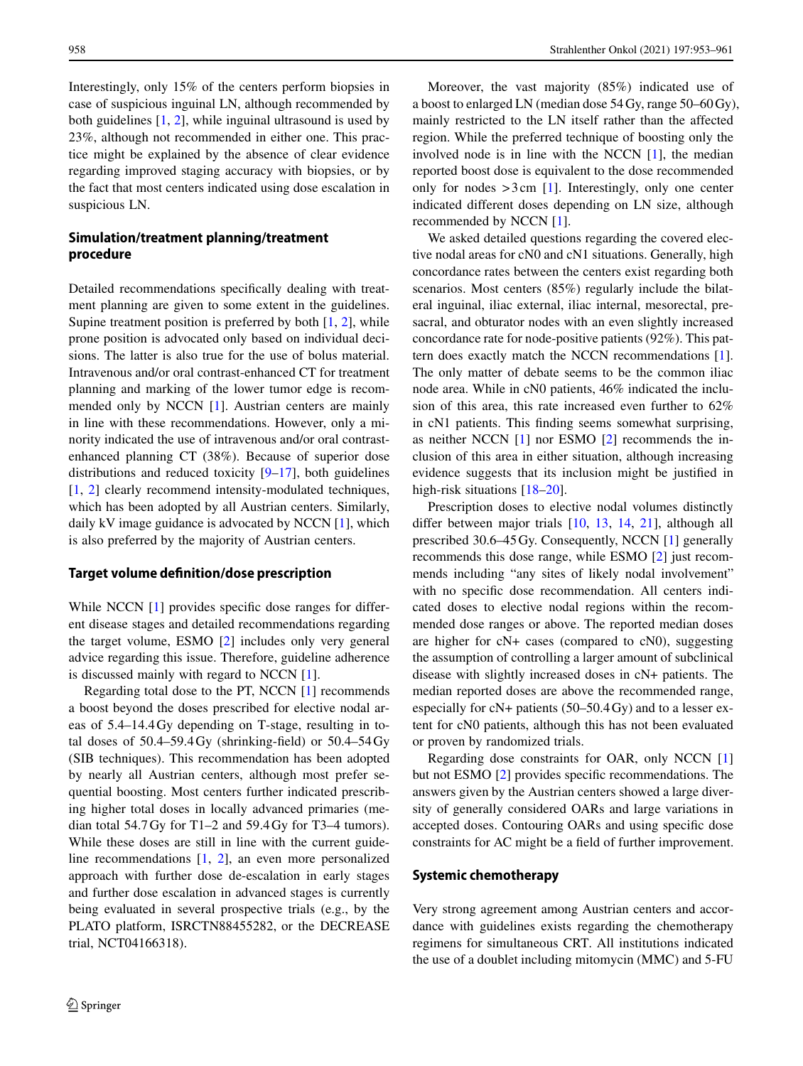Interestingly, only 15% of the centers perform biopsies in case of suspicious inguinal LN, although recommended by both guidelines [1, 2], while inguinal ultrasound is used by 23%, although not recommended in either one. This practice might be explained by the absence of clear evidence regarding improved staging accuracy with biopsies, or by the fact that most centers indicated using dose escalation in suspicious LN.

### Simulation/treatment planning/treatment procedure

Detailed recommendations specifically dealing with treatment planning are given to some extent in the guidelines. Supine treatment position is preferred by both [1, 2], while prone position is advocated only based on individual decisions. The latter is also true for the use of bolus material. Intravenous and/or oral contrast-enhanced CT for treatment planning and marking of the lower tumor edge is recommended only by NCCN [1]. Austrian centers are mainly in line with these recommendations. However, only a minority indicated the use of intravenous and/or oral contrast-enhanced planning CT (38%). Because of superior dose distributions and reduced toxicity [9–17], both guidelines [1, 2] clearly recommend intensity-modulated techniques, which has been adopted by all Austrian centers. Similarly, daily kV image guidance is advocated by NCCN [1], which is also preferred by the majority of Austrian centers.

### Target volume definition/dose prescription

While NCCN [1] provides specific dose ranges for different disease stages and detailed recommendations regarding the target volume, ESMO [2] includes only very general advice regarding this issue. Therefore, guideline adherence is discussed mainly with regard to NCCN [1].

Regarding total dose to the PT, NCCN [1] recommends a boost beyond the doses prescribed for elective nodal areas of 5.4–14.4 Gy depending on T-stage, resulting in total doses of 50.4–59.4 Gy (shrinking-field) or 50.4–54 Gy (SIB techniques). This recommendation has been adopted by nearly all Austrian centers, although most prefer sequential boosting. Most centers further indicated prescribing higher total doses in locally advanced primaries (median total 54.7 Gy for T1–2 and 59.4 Gy for T3–4 tumors). While these doses are still in line with the current guideline recommendations [1, 2], an even more personalized approach with further dose de-escalation in early stages and further dose escalation in advanced stages is currently being evaluated in several prospective trials (e.g., by the PLATO platform, ISRCTN88455282, or the DECREASE trial, NCT04166318).

Moreover, the vast majority (85%) indicated use of a boost to enlarged LN (median dose 54 Gy, range 50–60 Gy), mainly restricted to the LN itself rather than the affected region. While the preferred technique of boosting only the involved node is in line with the NCCN [1], the median reported boost dose is equivalent to the dose recommended only for nodes >3 cm [1]. Interestingly, only one center indicated different doses depending on LN size, although recommended by NCCN [1].

We asked detailed questions regarding the covered elective nodal areas for cN0 and cN1 situations. Generally, high concordance rates between the centers exist regarding both scenarios. Most centers (85%) regularly include the bilateral inguinal, iliac external, iliac internal, mesorectal, presacral, and obturator nodes with an even slightly increased concordance rate for node-positive patients (92%). This pattern does exactly match the NCCN recommendations [1]. The only matter of debate seems to be the common iliac node area. While in cN0 patients, 46% indicated the inclusion of this area, this rate increased even further to 62% in cN1 patients. This finding seems somewhat surprising, as neither NCCN [1] nor ESMO [2] recommends the inclusion of this area in either situation, although increasing evidence suggests that its inclusion might be justified in high-risk situations [18–20].

Prescription doses to elective nodal volumes distinctly differ between major trials [10, 13, 14, 21], although all prescribed 30.6–45 Gy. Consequently, NCCN [1] generally recommends this dose range, while ESMO [2] just recommends including "any sites of likely nodal involvement" with no specific dose recommendation. All centers indicated doses to elective nodal regions within the recommended dose ranges or above. The reported median doses are higher for cN+ cases (compared to cN0), suggesting the assumption of controlling a larger amount of subclinical disease with slightly increased doses in cN+ patients. The median reported doses are above the recommended range, especially for cN+ patients (50–50.4 Gy) and to a lesser extent for cN0 patients, although this has not been evaluated or proven by randomized trials.

Regarding dose constraints for OAR, only NCCN [1] but not ESMO [2] provides specific recommendations. The answers given by the Austrian centers showed a large diversity of generally considered OARs and large variations in accepted doses. Contouring OARs and using specific dose constraints for AC might be a field of further improvement.

### Systemic chemotherapy

Very strong agreement among Austrian centers and accordance with guidelines exists regarding the chemotherapy regimens for simultaneous CRT. All institutions indicated the use of a doublet including mitomycin (MMC) and 5-FU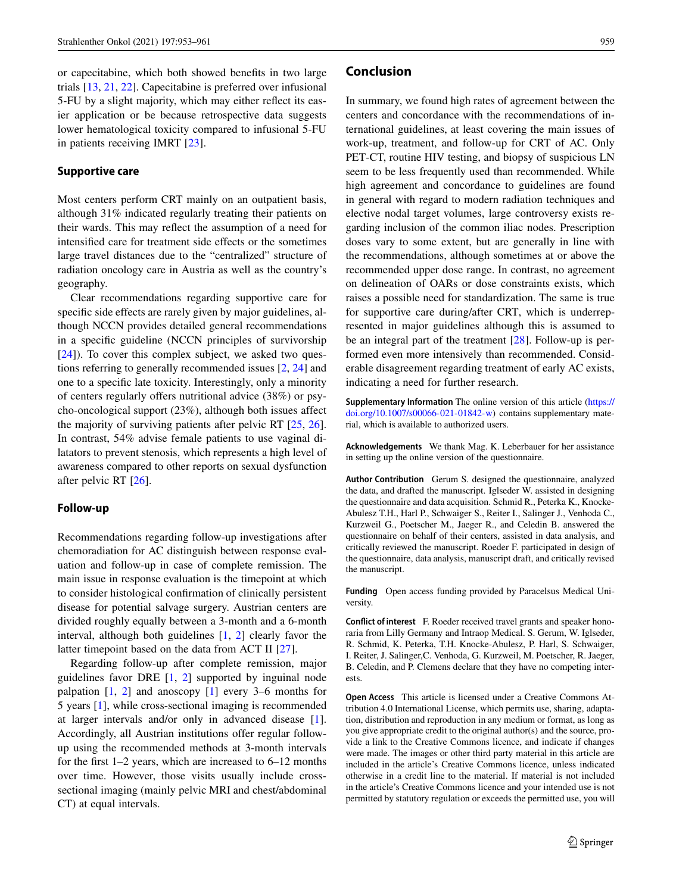or capecitabine, which both showed benefits in two large trials [13, 21, 22]. Capecitabine is preferred over infusional 5-FU by a slight majority, which may either reflect its easier application or be because retrospective data suggests lower hematological toxicity compared to infusional 5-FU in patients receiving IMRT [23].

### Supportive care

Most centers perform CRT mainly on an outpatient basis, although 31% indicated regularly treating their patients on their wards. This may reflect the assumption of a need for intensified care for treatment side effects or the sometimes large travel distances due to the "centralized" structure of radiation oncology care in Austria as well as the country's geography.

Clear recommendations regarding supportive care for specific side effects are rarely given by major guidelines, although NCCN provides detailed general recommendations in a specific guideline (NCCN principles of survivorship [24]). To cover this complex subject, we asked two questions referring to generally recommended issues [2, 24] and one to a specific late toxicity. Interestingly, only a minority of centers regularly offers nutritional advice (38%) or psycho-oncological support (23%), although both issues affect the majority of surviving patients after pelvic RT [25, 26]. In contrast, 54% advise female patients to use vaginal dilatators to prevent stenosis, which represents a high level of awareness compared to other reports on sexual dysfunction after pelvic RT [26].

### Follow-up

Recommendations regarding follow-up investigations after chemoradiation for AC distinguish between response evaluation and follow-up in case of complete remission. The main issue in response evaluation is the timepoint at which to consider histological confirmation of clinically persistent disease for potential salvage surgery. Austrian centers are divided roughly equally between a 3-month and a 6-month interval, although both guidelines [1, 2] clearly favor the latter timepoint based on the data from ACT II [27].

Regarding follow-up after complete remission, major guidelines favor DRE [1, 2] supported by inguinal node palpation [1, 2] and anoscopy [1] every 3–6 months for 5 years [1], while cross-sectional imaging is recommended at larger intervals and/or only in advanced disease [1]. Accordingly, all Austrian institutions offer regular follow-up using the recommended methods at 3-month intervals for the first 1–2 years, which are increased to 6–12 months over time. However, those visits usually include cross-sectional imaging (mainly pelvic MRI and chest/abdominal CT) at equal intervals.

## Conclusion

In summary, we found high rates of agreement between the centers and concordance with the recommendations of international guidelines, at least covering the main issues of work-up, treatment, and follow-up for CRT of AC. Only PET-CT, routine HIV testing, and biopsy of suspicious LN seem to be less frequently used than recommended. While high agreement and concordance to guidelines are found in general with regard to modern radiation techniques and elective nodal target volumes, large controversy exists regarding inclusion of the common iliac nodes. Prescription doses vary to some extent, but are generally in line with the recommendations, although sometimes at or above the recommended upper dose range. In contrast, no agreement on delineation of OARs or dose constraints exists, which raises a possible need for standardization. The same is true for supportive care during/after CRT, which is underrepresented in major guidelines although this is assumed to be an integral part of the treatment [28]. Follow-up is performed even more intensively than recommended. Considerable disagreement regarding treatment of early AC exists, indicating a need for further research.

**Supplementary Information** The online version of this article (https://doi.org/10.1007/s00066-021-01842-w) contains supplementary material, which is available to authorized users.

**Acknowledgements** We thank Mag. K. Leberbauer for her assistance in setting up the online version of the questionnaire.

**Author Contribution** Gerum S. designed the questionnaire, analyzed the data, and drafted the manuscript. Iglseder W. assisted in designing the questionnaire and data acquisition. Schmid R., Peterka K., Knocke-Abulesz T.H., Harl P., Schwaiger S., Reiter I., Salinger J., Venhoda C., Kurzweil G., Poetscher M., Jaeger R., and Celedin B. answered the questionnaire on behalf of their centers, assisted in data analysis, and critically reviewed the manuscript. Roeder F. participated in design of the questionnaire, data analysis, manuscript draft, and critically revised the manuscript.

**Funding** Open access funding provided by Paracelsus Medical University.

**Conflict of interest** F. Roeder received travel grants and speaker honoraria from Lilly Germany and Intraop Medical. S. Gerum, W. Iglseder, R. Schmid, K. Peterka, T.H. Knocke-Abulesz, P. Harl, S. Schwaiger, I. Reiter, J. Salinger,C. Venhoda, G. Kurzweil, M. Poetscher, R. Jaeger, B. Celedin, and P. Clemens declare that they have no competing interests.

**Open Access** This article is licensed under a Creative Commons Attribution 4.0 International License, which permits use, sharing, adaptation, distribution and reproduction in any medium or format, as long as you give appropriate credit to the original author(s) and the source, provide a link to the Creative Commons licence, and indicate if changes were made. The images or other third party material in this article are included in the article's Creative Commons licence, unless indicated otherwise in a credit line to the material. If material is not included in the article's Creative Commons licence and your intended use is not permitted by statutory regulation or exceeds the permitted use, you will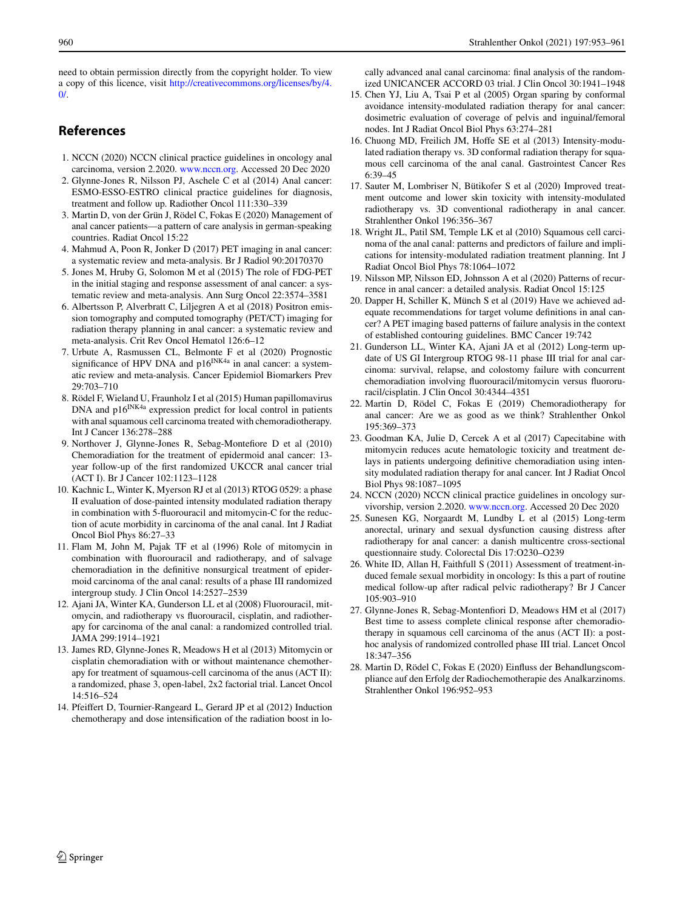need to obtain permission directly from the copyright holder. To view a copy of this licence, visit http://creativecommons.org/licenses/by/4.0/.

## References

1. NCCN (2020) NCCN clinical practice guidelines in oncology anal carcinoma, version 2.2020. www.nccn.org. Accessed 20 Dec 2020
2. Glynne-Jones R, Nilsson PJ, Aschele C et al (2014) Anal cancer: ESMO-ESSO-ESTRO clinical practice guidelines for diagnosis, treatment and follow up. Radiother Oncol 111:330–339
3. Martin D, von der Grün J, Rödel C, Fokas E (2020) Management of anal cancer patients—a pattern of care analysis in german-speaking countries. Radiat Oncol 15:22
4. Mahmud A, Poon R, Jonker D (2017) PET imaging in anal cancer: a systematic review and meta-analysis. Br J Radiol 90:20170370
5. Jones M, Hruby G, Solomon M et al (2015) The role of FDG-PET in the initial staging and response assessment of anal cancer: a systematic review and meta-analysis. Ann Surg Oncol 22:3574–3581
6. Albertsson P, Alverbratt C, Liljegren A et al (2018) Positron emission tomography and computed tomography (PET/CT) imaging for radiation therapy planning in anal cancer: a systematic review and meta-analysis. Crit Rev Oncol Hematol 126:6–12
7. Urbute A, Rasmussen CL, Belmonte F et al (2020) Prognostic significance of HPV DNA and p16$^{INK4a}$ in anal cancer: a systematic review and meta-analysis. Cancer Epidemiol Biomarkers Prev 29:703–710
8. Rödel F, Wieland U, Fraunholz I et al (2015) Human papillomavirus DNA and p16$^{INK4a}$ expression predict for local control in patients with anal squamous cell carcinoma treated with chemoradiotherapy. Int J Cancer 136:278–288
9. Northover J, Glynne-Jones R, Sebag-Montefiore D et al (2010) Chemoradiation for the treatment of epidermoid anal cancer: 13-year follow-up of the first randomized UKCCR anal cancer trial (ACT I). Br J Cancer 102:1123–1128
10. Kachnic L, Winter K, Myerson RJ et al (2013) RTOG 0529: a phase II evaluation of dose-painted intensity modulated radiation therapy in combination with 5-fluorouracil and mitomycin-C for the reduction of acute morbidity in carcinoma of the anal canal. Int J Radiat Oncol Biol Phys 86:27–33
11. Flam M, John M, Pajak TF et al (1996) Role of mitomycin in combination with fluorouracil and radiotherapy, and of salvage chemoradiation in the definitive nonsurgical treatment of epidermoid carcinoma of the anal canal: results of a phase III randomized intergroup study. J Clin Oncol 14:2527–2539
12. Ajani JA, Winter KA, Gunderson LL et al (2008) Fluorouracil, mitomycin, and radiotherapy vs fluorouracil, cisplatin, and radiotherapy for carcinoma of the anal canal: a randomized controlled trial. JAMA 299:1914–1921
13. James RD, Glynne-Jones R, Meadows H et al (2013) Mitomycin or cisplatin chemoradiation with or without maintenance chemotherapy for treatment of squamous-cell carcinoma of the anus (ACT II): a randomized, phase 3, open-label, 2x2 factorial trial. Lancet Oncol 14:516–524
14. Pfeiffert D, Tournier-Rangeard L, Gerard JP et al (2012) Induction chemotherapy and dose intensification of the radiation boost in locally advanced anal canal carcinoma: final analysis of the randomized UNICANCER ACCORD 03 trial. J Clin Oncol 30:1941–1948
15. Chen YJ, Liu A, Tsai P et al (2005) Organ sparing by conformal avoidance intensity-modulated radiation therapy for anal cancer: dosimetric evaluation of coverage of pelvis and inguinal/femoral nodes. Int J Radiat Oncol Biol Phys 63:274–281
16. Chuong MD, Freilich JM, Hoffe SE et al (2013) Intensity-modulated radiation therapy vs. 3D conformal radiation therapy for squamous cell carcinoma of the anal canal. Gastrointest Cancer Res 6:39–45
17. Sauter M, Lombriser N, Bütikofer S et al (2020) Improved treatment outcome and lower skin toxicity with intensity-modulated radiotherapy vs. 3D conventional radiotherapy in anal cancer. Strahlenther Onkol 196:356–367
18. Wright JL, Patil SM, Temple LK et al (2010) Squamous cell carcinoma of the anal canal: patterns and predictors of failure and implications for intensity-modulated radiation treatment planning. Int J Radiat Oncol Biol Phys 78:1064–1072
19. Nilsson MP, Nilsson ED, Johnsson A et al (2020) Patterns of recurrence in anal cancer: a detailed analysis. Radiat Oncol 15:125
20. Dapper H, Schiller K, Münch S et al (2019) Have we achieved adequate recommendations for target volume definitions in anal cancer? A PET imaging based patterns of failure analysis in the context of established contouring guidelines. BMC Cancer 19:742
21. Gunderson LL, Winter KA, Ajani JA et al (2012) Long-term update of US GI Intergroup RTOG 98-11 phase III trial for anal carcinoma: survival, relapse, and colostomy failure with concurrent chemoradiation involving fluorouracil/mitomycin versus fluorouracil/cisplatin. J Clin Oncol 30:4344–4351
22. Martin D, Rödel C, Fokas E (2019) Chemoradiotherapy for anal cancer: Are we as good as we think? Strahlenther Onkol 195:369–373
23. Goodman KA, Julie D, Cercek A et al (2017) Capecitabine with mitomycin reduces acute hematologic toxicity and treatment delays in patients undergoing definitive chemoradiation using intensity modulated radiation therapy for anal cancer. Int J Radiat Oncol Biol Phys 98:1087–1095
24. NCCN (2020) NCCN clinical practice guidelines in oncology survivorship, version 2.2020. www.nccn.org. Accessed 20 Dec 2020
25. Sunesen KG, Norgaardt M, Lundby L et al (2015) Long-term anorectal, urinary and sexual dysfunction causing distress after radiotherapy for anal cancer: a danish multicentre cross-sectional questionnaire study. Colorectal Dis 17:O230–O239
26. White ID, Allan H, Faithfull S (2011) Assessment of treatment-induced female sexual morbidity in oncology: Is this a part of routine medical follow-up after radical pelvic radiotherapy? Br J Cancer 105:903–910
27. Glynne-Jones R, Sebag-Montenfiori D, Meadows HM et al (2017) Best time to assess complete clinical response after chemoradiotherapy in squamous cell carcinoma of the anus (ACT II): a post-hoc analysis of randomized controlled phase III trial. Lancet Oncol 18:347–356
28. Martin D, Rödel C, Fokas E (2020) Einfluss der Behandlungscompliance auf den Erfolg der Radiochemotherapie des Analkarzinoms. Strahlenther Onkol 196:952–953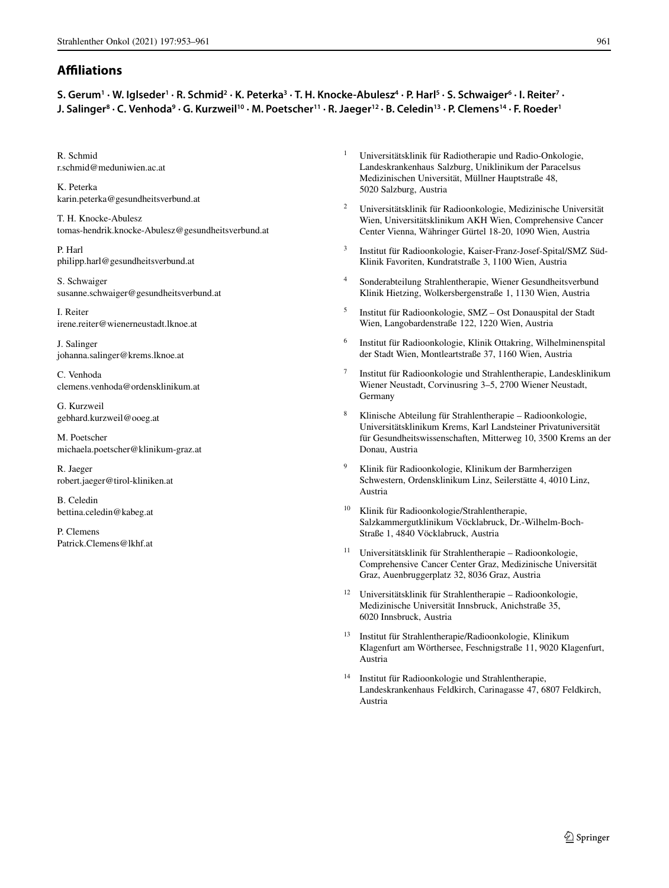## Affiliations

**S. Gerum[1] · W. Iglseder[1] · R. Schmid[2] · K. Peterka[3] · T. H. Knocke-Abulesz[4] · P. Harl[5] · S. Schwaiger[6] · I. Reiter[7] · J. Salinger[8] · C. Venhoda[9] · G. Kurzweil[10] · M. Poetscher[11] · R. Jaeger[12] · B. Celedin[13] · P. Clemens[14] · F. Roeder[1]**

R. Schmid
r.schmid@meduniwien.ac.at

K. Peterka
karin.peterka@gesundheitsverbund.at

T. H. Knocke-Abulesz
tomas-hendrik.knocke-Abulesz@gesundheitsverbund.at

P. Harl
philipp.harl@gesundheitsverbund.at

S. Schwaiger
susanne.schwaiger@gesundheitsverbund.at

I. Reiter
irene.reiter@wienerneustadt.lknoe.at

J. Salinger
johanna.salinger@krems.lknoe.at

C. Venhoda
clemens.venhoda@ordensklinikum.at

G. Kurzweil
gebhard.kurzweil@ooeg.at

M. Poetscher
michaela.poetscher@klinikum-graz.at

R. Jaeger
robert.jaeger@tirol-kliniken.at

B. Celedin
bettina.celedin@kabeg.at

P. Clemens
Patrick.Clemens@lkhf.at

[1] Universitätsklinik für Radiotherapie und Radio-Onkologie, Landeskrankenhaus Salzburg, Uniklinikum der Paracelsus Medizinischen Universität, Müllner Hauptstraße 48, 5020 Salzburg, Austria

[2] Universitätsklinik für Radioonkologie, Medizinische Universität Wien, Universitätsklinikum AKH Wien, Comprehensive Cancer Center Vienna, Währinger Gürtel 18-20, 1090 Wien, Austria

[3] Institut für Radioonkologie, Kaiser-Franz-Josef-Spital/SMZ Süd-Klinik Favoriten, Kundratstraße 3, 1100 Wien, Austria

[4] Sonderabteilung Strahlentherapie, Wiener Gesundheitsverbund Klinik Hietzing, Wolkersbergenstraße 1, 1130 Wien, Austria

[5] Institut für Radioonkologie, SMZ – Ost Donauspital der Stadt Wien, Langobardenstraße 122, 1220 Wien, Austria

[6] Institut für Radioonkologie, Klinik Ottakring, Wilhelminenspital der Stadt Wien, Montleartstraße 37, 1160 Wien, Austria

[7] Institut für Radioonkologie und Strahlentherapie, Landesklinikum Wiener Neustadt, Corvinusring 3–5, 2700 Wiener Neustadt, Germany

[8] Klinische Abteilung für Strahlentherapie – Radioonkologie, Universitätsklinikum Krems, Karl Landsteiner Privatuniversität für Gesundheitswissenschaften, Mitterweg 10, 3500 Krems an der Donau, Austria

[9] Klinik für Radioonkologie, Klinikum der Barmherzigen Schwestern, Ordensklinikum Linz, Seilerstätte 4, 4010 Linz, Austria

[10] Klinik für Radioonkologie/Strahlentherapie, Salzkammergutklinikum Vöcklabruck, Dr.-Wilhelm-Boch-Straße 1, 4840 Vöcklabruck, Austria

[11] Universitätsklinik für Strahlentherapie – Radioonkologie, Comprehensive Cancer Center Graz, Medizinische Universität Graz, Auenbruggerplatz 32, 8036 Graz, Austria

[12] Universitätsklinik für Strahlentherapie – Radioonkologie, Medizinische Universität Innsbruck, Anichstraße 35, 6020 Innsbruck, Austria

[13] Institut für Strahlentherapie/Radioonkologie, Klinikum Klagenfurt am Wörthersee, Feschnigstraße 11, 9020 Klagenfurt, Austria

[14] Institut für Radioonkologie und Strahlentherapie, Landeskrankenhaus Feldkirch, Carinagasse 47, 6807 Feldkirch, Austria